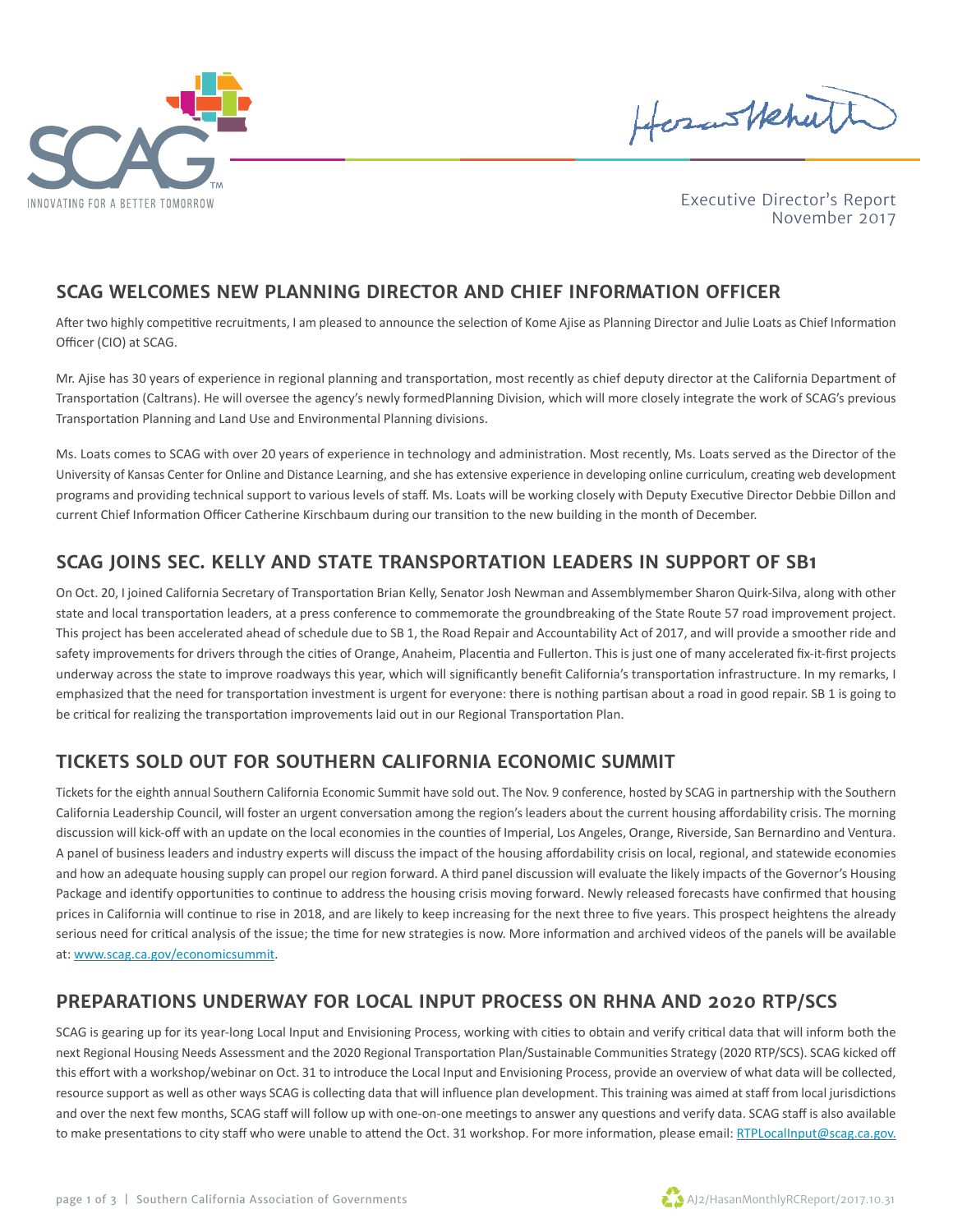SCAG

INNOVATING FOR A BETTER TOMORROW

Executive Director's Report
November 2017

## SCAG WELCOMES NEW PLANNING DIRECTOR AND CHIEF INFORMATION OFFICER

After two highly competitive recruitments, I am pleased to announce the selection of Kome Ajise as Planning Director and Julie Loats as Chief Information Officer (CIO) at SCAG.

Mr. Ajise has 30 years of experience in regional planning and transportation, most recently as chief deputy director at the California Department of Transportation (Caltrans). He will oversee the agency's newly formedPlanning Division, which will more closely integrate the work of SCAG's previous Transportation Planning and Land Use and Environmental Planning divisions.

Ms. Loats comes to SCAG with over 20 years of experience in technology and administration. Most recently, Ms. Loats served as the Director of the University of Kansas Center for Online and Distance Learning, and she has extensive experience in developing online curriculum, creating web development programs and providing technical support to various levels of staff. Ms. Loats will be working closely with Deputy Executive Director Debbie Dillon and current Chief Information Officer Catherine Kirschbaum during our transition to the new building in the month of December.

## SCAG JOINS SEC. KELLY AND STATE TRANSPORTATION LEADERS IN SUPPORT OF SB1

On Oct. 20, I joined California Secretary of Transportation Brian Kelly, Senator Josh Newman and Assemblymember Sharon Quirk-Silva, along with other state and local transportation leaders, at a press conference to commemorate the groundbreaking of the State Route 57 road improvement project. This project has been accelerated ahead of schedule due to SB 1, the Road Repair and Accountability Act of 2017, and will provide a smoother ride and safety improvements for drivers through the cities of Orange, Anaheim, Placentia and Fullerton. This is just one of many accelerated fix-it-first projects underway across the state to improve roadways this year, which will significantly benefit California's transportation infrastructure. In my remarks, I emphasized that the need for transportation investment is urgent for everyone: there is nothing partisan about a road in good repair. SB 1 is going to be critical for realizing the transportation improvements laid out in our Regional Transportation Plan.

## TICKETS SOLD OUT FOR SOUTHERN CALIFORNIA ECONOMIC SUMMIT

Tickets for the eighth annual Southern California Economic Summit have sold out. The Nov. 9 conference, hosted by SCAG in partnership with the Southern California Leadership Council, will foster an urgent conversation among the region's leaders about the current housing affordability crisis. The morning discussion will kick-off with an update on the local economies in the counties of Imperial, Los Angeles, Orange, Riverside, San Bernardino and Ventura. A panel of business leaders and industry experts will discuss the impact of the housing affordability crisis on local, regional, and statewide economies and how an adequate housing supply can propel our region forward. A third panel discussion will evaluate the likely impacts of the Governor's Housing Package and identify opportunities to continue to address the housing crisis moving forward. Newly released forecasts have confirmed that housing prices in California will continue to rise in 2018, and are likely to keep increasing for the next three to five years. This prospect heightens the already serious need for critical analysis of the issue; the time for new strategies is now. More information and archived videos of the panels will be available at: [www.scag.ca.gov/economicsummit](http://www.scag.ca.gov/economicsummit).

## PREPARATIONS UNDERWAY FOR LOCAL INPUT PROCESS ON RHNA AND 2020 RTP/SCS

SCAG is gearing up for its year-long Local Input and Envisioning Process, working with cities to obtain and verify critical data that will inform both the next Regional Housing Needs Assessment and the 2020 Regional Transportation Plan/Sustainable Communities Strategy (2020 RTP/SCS). SCAG kicked off this effort with a workshop/webinar on Oct. 31 to introduce the Local Input and Envisioning Process, provide an overview of what data will be collected, resource support as well as other ways SCAG is collecting data that will influence plan development. This training was aimed at staff from local jurisdictions and over the next few months, SCAG staff will follow up with one-on-one meetings to answer any questions and verify data. SCAG staff is also available to make presentations to city staff who were unable to attend the Oct. 31 workshop. For more information, please email: [RTPLocalInput@scag.ca.gov.](mailto:RTPLocalInput@scag.ca.gov)

AJ2/HasanMonthlyRCReport/2017.10.31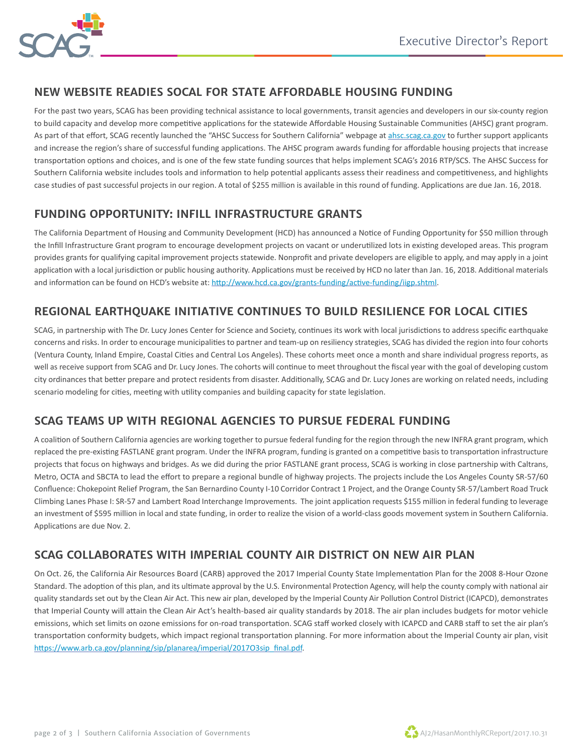## NEW WEBSITE READIES SOCAL FOR STATE AFFORDABLE HOUSING FUNDING

For the past two years, SCAG has been providing technical assistance to local governments, transit agencies and developers in our six-county region to build capacity and develop more competitive applications for the statewide Affordable Housing Sustainable Communities (AHSC) grant program. As part of that effort, SCAG recently launched the "AHSC Success for Southern California" webpage at [ahsc.scag.ca.gov](ahsc.scag.ca.gov) to further support applicants and increase the region's share of successful funding applications. The AHSC program awards funding for affordable housing projects that increase transportation options and choices, and is one of the few state funding sources that helps implement SCAG's 2016 RTP/SCS. The AHSC Success for Southern California website includes tools and information to help potential applicants assess their readiness and competitiveness, and highlights case studies of past successful projects in our region. A total of $255 million is available in this round of funding. Applications are due Jan. 16, 2018.

## FUNDING OPPORTUNITY: INFILL INFRASTRUCTURE GRANTS

The California Department of Housing and Community Development (HCD) has announced a Notice of Funding Opportunity for $50 million through the Infill Infrastructure Grant program to encourage development projects on vacant or underutilized lots in existing developed areas. This program provides grants for qualifying capital improvement projects statewide. Nonprofit and private developers are eligible to apply, and may apply in a joint application with a local jurisdiction or public housing authority. Applications must be received by HCD no later than Jan. 16, 2018. Additional materials and information can be found on HCD's website at: [http://www.hcd.ca.gov/grants-funding/active-funding/iigp.shtml](http://www.hcd.ca.gov/grants-funding/active-funding/iigp.shtml).

## REGIONAL EARTHQUAKE INITIATIVE CONTINUES TO BUILD RESILIENCE FOR LOCAL CITIES

SCAG, in partnership with The Dr. Lucy Jones Center for Science and Society, continues its work with local jurisdictions to address specific earthquake concerns and risks. In order to encourage municipalities to partner and team-up on resiliency strategies, SCAG has divided the region into four cohorts (Ventura County, Inland Empire, Coastal Cities and Central Los Angeles). These cohorts meet once a month and share individual progress reports, as well as receive support from SCAG and Dr. Lucy Jones. The cohorts will continue to meet throughout the fiscal year with the goal of developing custom city ordinances that better prepare and protect residents from disaster. Additionally, SCAG and Dr. Lucy Jones are working on related needs, including scenario modeling for cities, meeting with utility companies and building capacity for state legislation.

## SCAG TEAMS UP WITH REGIONAL AGENCIES TO PURSUE FEDERAL FUNDING

A coalition of Southern California agencies are working together to pursue federal funding for the region through the new INFRA grant program, which replaced the pre-existing FASTLANE grant program. Under the INFRA program, funding is granted on a competitive basis to transportation infrastructure projects that focus on highways and bridges. As we did during the prior FASTLANE grant process, SCAG is working in close partnership with Caltrans, Metro, OCTA and SBCTA to lead the effort to prepare a regional bundle of highway projects. The projects include the Los Angeles County SR-57/60 Confluence: Chokepoint Relief Program, the San Bernardino County I-10 Corridor Contract 1 Project, and the Orange County SR-57/Lambert Road Truck Climbing Lanes Phase I: SR-57 and Lambert Road Interchange Improvements. The joint application requests $155 million in federal funding to leverage an investment of $595 million in local and state funding, in order to realize the vision of a world-class goods movement system in Southern California. Applications are due Nov. 2.

## SCAG COLLABORATES WITH IMPERIAL COUNTY AIR DISTRICT ON NEW AIR PLAN

On Oct. 26, the California Air Resources Board (CARB) approved the 2017 Imperial County State Implementation Plan for the 2008 8-Hour Ozone Standard. The adoption of this plan, and its ultimate approval by the U.S. Environmental Protection Agency, will help the county comply with national air quality standards set out by the Clean Air Act. This new air plan, developed by the Imperial County Air Pollution Control District (ICAPCD), demonstrates that Imperial County will attain the Clean Air Act's health-based air quality standards by 2018. The air plan includes budgets for motor vehicle emissions, which set limits on ozone emissions for on-road transportation. SCAG staff worked closely with ICAPCD and CARB staff to set the air plan's transportation conformity budgets, which impact regional transportation planning. For more information about the Imperial County air plan, visit [https://www.arb.ca.gov/planning/sip/planarea/imperial/2017O3sip_final.pdf](https://www.arb.ca.gov/planning/sip/planarea/imperial/2017O3sip_final.pdf).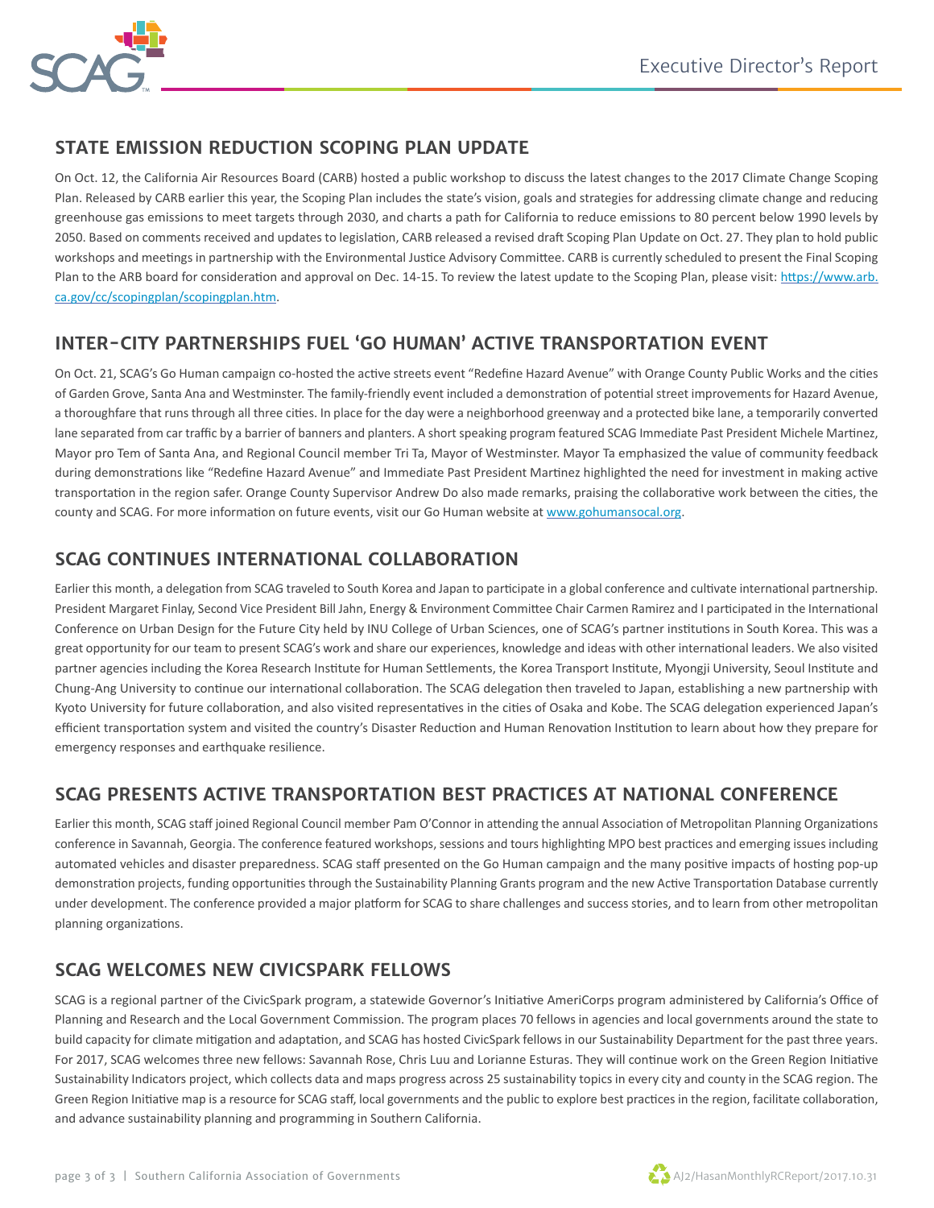## STATE EMISSION REDUCTION SCOPING PLAN UPDATE

On Oct. 12, the California Air Resources Board (CARB) hosted a public workshop to discuss the latest changes to the 2017 Climate Change Scoping Plan. Released by CARB earlier this year, the Scoping Plan includes the state's vision, goals and strategies for addressing climate change and reducing greenhouse gas emissions to meet targets through 2030, and charts a path for California to reduce emissions to 80 percent below 1990 levels by 2050. Based on comments received and updates to legislation, CARB released a revised draft Scoping Plan Update on Oct. 27. They plan to hold public workshops and meetings in partnership with the Environmental Justice Advisory Committee. CARB is currently scheduled to present the Final Scoping Plan to the ARB board for consideration and approval on Dec. 14-15. To review the latest update to the Scoping Plan, please visit: [https://www.arb.ca.gov/cc/scopingplan/scopingplan.htm](https://www.arb.ca.gov/cc/scopingplan/scopingplan.htm).

## INTER-CITY PARTNERSHIPS FUEL 'GO HUMAN' ACTIVE TRANSPORTATION EVENT

On Oct. 21, SCAG's Go Human campaign co-hosted the active streets event "Redefine Hazard Avenue" with Orange County Public Works and the cities of Garden Grove, Santa Ana and Westminster. The family-friendly event included a demonstration of potential street improvements for Hazard Avenue, a thoroughfare that runs through all three cities. In place for the day were a neighborhood greenway and a protected bike lane, a temporarily converted lane separated from car traffic by a barrier of banners and planters. A short speaking program featured SCAG Immediate Past President Michele Martinez, Mayor pro Tem of Santa Ana, and Regional Council member Tri Ta, Mayor of Westminster. Mayor Ta emphasized the value of community feedback during demonstrations like "Redefine Hazard Avenue" and Immediate Past President Martinez highlighted the need for investment in making active transportation in the region safer. Orange County Supervisor Andrew Do also made remarks, praising the collaborative work between the cities, the county and SCAG. For more information on future events, visit our Go Human website at [www.gohumansocal.org](http://www.gohumansocal.org).

## SCAG CONTINUES INTERNATIONAL COLLABORATION

Earlier this month, a delegation from SCAG traveled to South Korea and Japan to participate in a global conference and cultivate international partnership. President Margaret Finlay, Second Vice President Bill Jahn, Energy & Environment Committee Chair Carmen Ramirez and I participated in the International Conference on Urban Design for the Future City held by INU College of Urban Sciences, one of SCAG's partner institutions in South Korea. This was a great opportunity for our team to present SCAG's work and share our experiences, knowledge and ideas with other international leaders. We also visited partner agencies including the Korea Research Institute for Human Settlements, the Korea Transport Institute, Myongji University, Seoul Institute and Chung-Ang University to continue our international collaboration. The SCAG delegation then traveled to Japan, establishing a new partnership with Kyoto University for future collaboration, and also visited representatives in the cities of Osaka and Kobe. The SCAG delegation experienced Japan's efficient transportation system and visited the country's Disaster Reduction and Human Renovation Institution to learn about how they prepare for emergency responses and earthquake resilience.

## SCAG PRESENTS ACTIVE TRANSPORTATION BEST PRACTICES AT NATIONAL CONFERENCE

Earlier this month, SCAG staff joined Regional Council member Pam O'Connor in attending the annual Association of Metropolitan Planning Organizations conference in Savannah, Georgia. The conference featured workshops, sessions and tours highlighting MPO best practices and emerging issues including automated vehicles and disaster preparedness. SCAG staff presented on the Go Human campaign and the many positive impacts of hosting pop-up demonstration projects, funding opportunities through the Sustainability Planning Grants program and the new Active Transportation Database currently under development. The conference provided a major platform for SCAG to share challenges and success stories, and to learn from other metropolitan planning organizations.

## SCAG WELCOMES NEW CIVICSPARK FELLOWS

SCAG is a regional partner of the CivicSpark program, a statewide Governor's Initiative AmeriCorps program administered by California's Office of Planning and Research and the Local Government Commission. The program places 70 fellows in agencies and local governments around the state to build capacity for climate mitigation and adaptation, and SCAG has hosted CivicSpark fellows in our Sustainability Department for the past three years. For 2017, SCAG welcomes three new fellows: Savannah Rose, Chris Luu and Lorianne Esturas. They will continue work on the Green Region Initiative Sustainability Indicators project, which collects data and maps progress across 25 sustainability topics in every city and county in the SCAG region. The Green Region Initiative map is a resource for SCAG staff, local governments and the public to explore best practices in the region, facilitate collaboration, and advance sustainability planning and programming in Southern California.